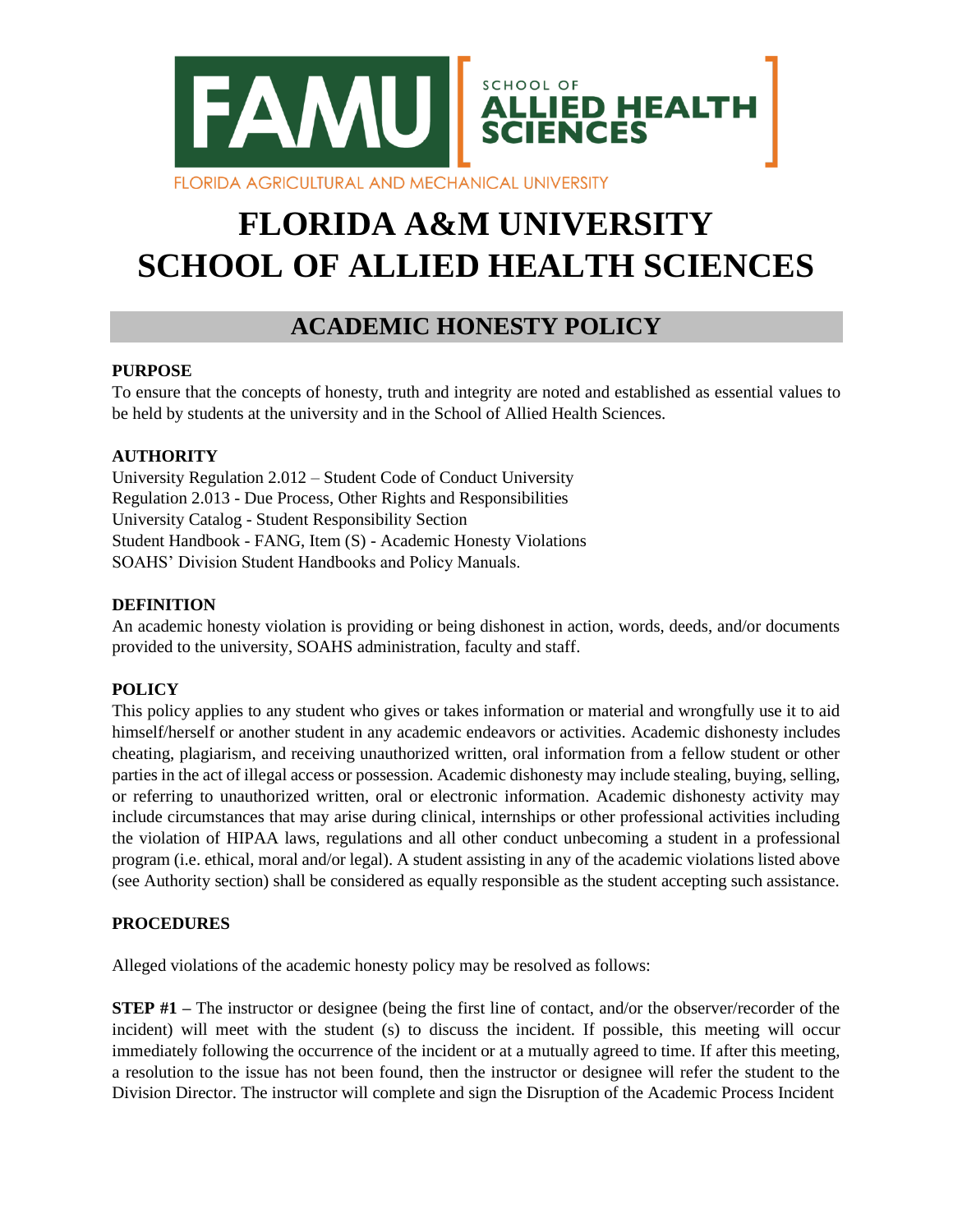# FLORIDA A&M UNIVERSITY
# SCHOOL OF ALLIED HEALTH SCIENCES

## ACADEMIC HONESTY POLICY

**PURPOSE**

To ensure that the concepts of honesty, truth and integrity are noted and established as essential values to be held by students at the university and in the School of Allied Health Sciences.

**AUTHORITY**

University Regulation 2.012 – Student Code of Conduct University
Regulation 2.013 - Due Process, Other Rights and Responsibilities
University Catalog - Student Responsibility Section
Student Handbook - FANG, Item (S) - Academic Honesty Violations
SOAHS' Division Student Handbooks and Policy Manuals.

**DEFINITION**

An academic honesty violation is providing or being dishonest in action, words, deeds, and/or documents provided to the university, SOAHS administration, faculty and staff.

**POLICY**

This policy applies to any student who gives or takes information or material and wrongfully use it to aid himself/herself or another student in any academic endeavors or activities. Academic dishonesty includes cheating, plagiarism, and receiving unauthorized written, oral information from a fellow student or other parties in the act of illegal access or possession. Academic dishonesty may include stealing, buying, selling, or referring to unauthorized written, oral or electronic information. Academic dishonesty activity may include circumstances that may arise during clinical, internships or other professional activities including the violation of HIPAA laws, regulations and all other conduct unbecoming a student in a professional program (i.e. ethical, moral and/or legal). A student assisting in any of the academic violations listed above (see Authority section) shall be considered as equally responsible as the student accepting such assistance.

**PROCEDURES**

Alleged violations of the academic honesty policy may be resolved as follows:

**STEP #1 –** The instructor or designee (being the first line of contact, and/or the observer/recorder of the incident) will meet with the student (s) to discuss the incident. If possible, this meeting will occur immediately following the occurrence of the incident or at a mutually agreed to time. If after this meeting, a resolution to the issue has not been found, then the instructor or designee will refer the student to the Division Director. The instructor will complete and sign the Disruption of the Academic Process Incident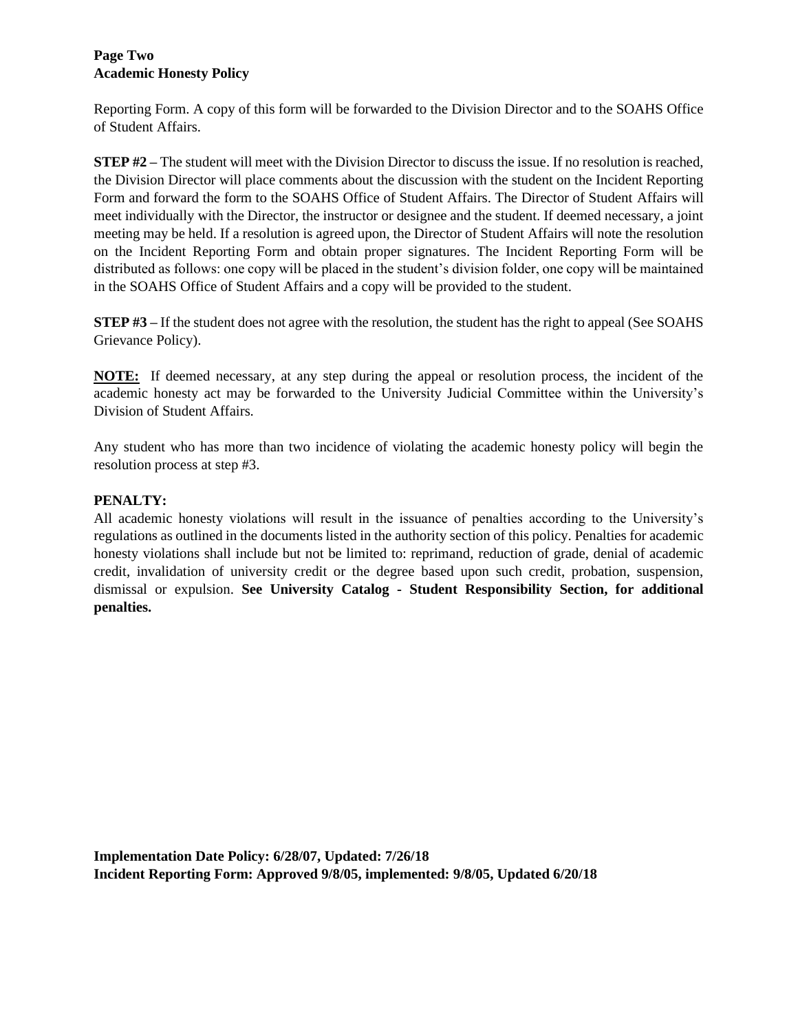**Page Two**
**Academic Honesty Policy**

Reporting Form. A copy of this form will be forwarded to the Division Director and to the SOAHS Office of Student Affairs.

**STEP #2 –** The student will meet with the Division Director to discuss the issue. If no resolution is reached, the Division Director will place comments about the discussion with the student on the Incident Reporting Form and forward the form to the SOAHS Office of Student Affairs. The Director of Student Affairs will meet individually with the Director, the instructor or designee and the student. If deemed necessary, a joint meeting may be held. If a resolution is agreed upon, the Director of Student Affairs will note the resolution on the Incident Reporting Form and obtain proper signatures. The Incident Reporting Form will be distributed as follows: one copy will be placed in the student's division folder, one copy will be maintained in the SOAHS Office of Student Affairs and a copy will be provided to the student.

**STEP #3 –** If the student does not agree with the resolution, the student has the right to appeal (See SOAHS Grievance Policy).

**NOTE:** If deemed necessary, at any step during the appeal or resolution process, the incident of the academic honesty act may be forwarded to the University Judicial Committee within the University's Division of Student Affairs.

Any student who has more than two incidence of violating the academic honesty policy will begin the resolution process at step #3.

**PENALTY:**
All academic honesty violations will result in the issuance of penalties according to the University's regulations as outlined in the documents listed in the authority section of this policy. Penalties for academic honesty violations shall include but not be limited to: reprimand, reduction of grade, denial of academic credit, invalidation of university credit or the degree based upon such credit, probation, suspension, dismissal or expulsion. **See University Catalog - Student Responsibility Section, for additional penalties.**

**Implementation Date Policy: 6/28/07, Updated: 7/26/18**
**Incident Reporting Form: Approved 9/8/05, implemented: 9/8/05, Updated 6/20/18**